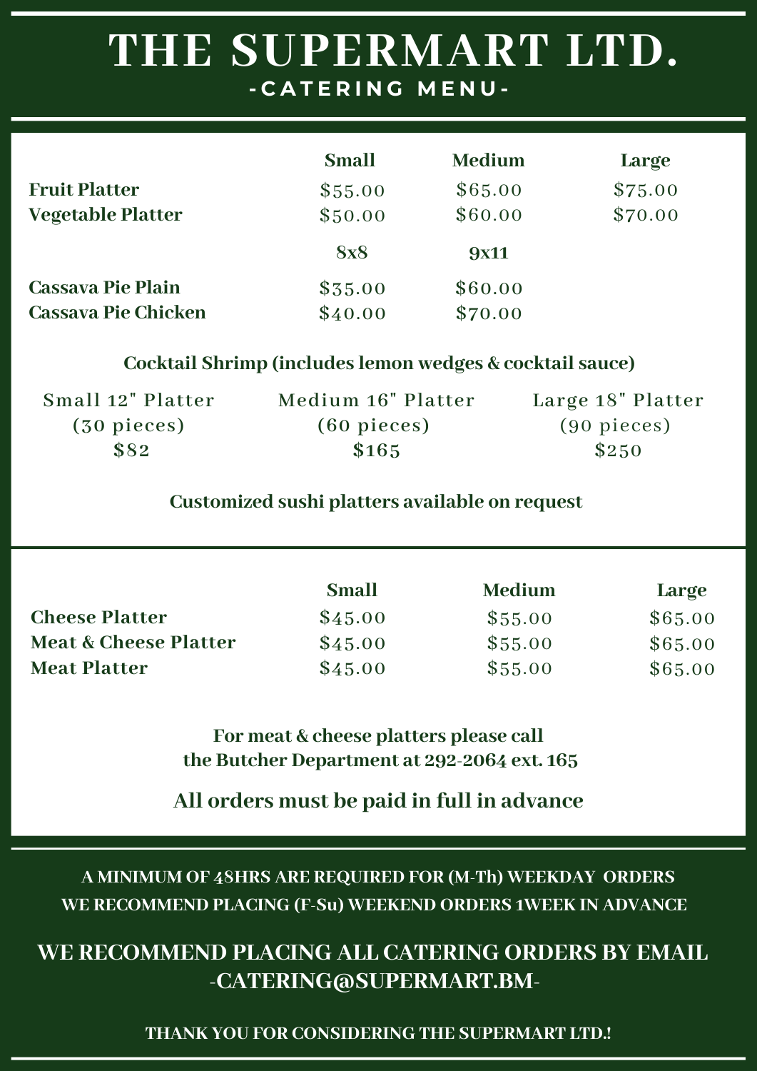# THE SUPERMART LTD.

## -CATERING MENU-

| | Small | Medium | Large |
|---|---|---|---|
| **Fruit Platter** | $55.00 | $65.00 | $75.00 |
| **Vegetable Platter** | $50.00 | $60.00 | $70.00 |

| | 8x8 | 9x11 |
|---|---|---|
| **Cassava Pie Plain** | $35.00 | $60.00 |
| **Cassava Pie Chicken** | $40.00 | $70.00 |

**Cocktail Shrimp (includes lemon wedges & cocktail sauce)**

| Small 12" Platter (30 pieces) | Medium 16" Platter (60 pieces) | Large 18" Platter (90 pieces) |
|---|---|---|
| $82 | $165 | $250 |

**Customized sushi platters available on request**

| | Small | Medium | Large |
|---|---|---|---|
| **Cheese Platter** | $45.00 | $55.00 | $65.00 |
| **Meat & Cheese Platter** | $45.00 | $55.00 | $65.00 |
| **Meat Platter** | $45.00 | $55.00 | $65.00 |

**For meat & cheese platters please call the Butcher Department at 292-2064 ext. 165**

**All orders must be paid in full in advance**

A MINIMUM OF 48HRS ARE REQUIRED FOR (M-Th) WEEKDAY ORDERS
WE RECOMMEND PLACING (F-Su) WEEKEND ORDERS 1WEEK IN ADVANCE

**WE RECOMMEND PLACING ALL CATERING ORDERS BY EMAIL -CATERING@SUPERMART.BM-**

THANK YOU FOR CONSIDERING THE SUPERMART LTD.!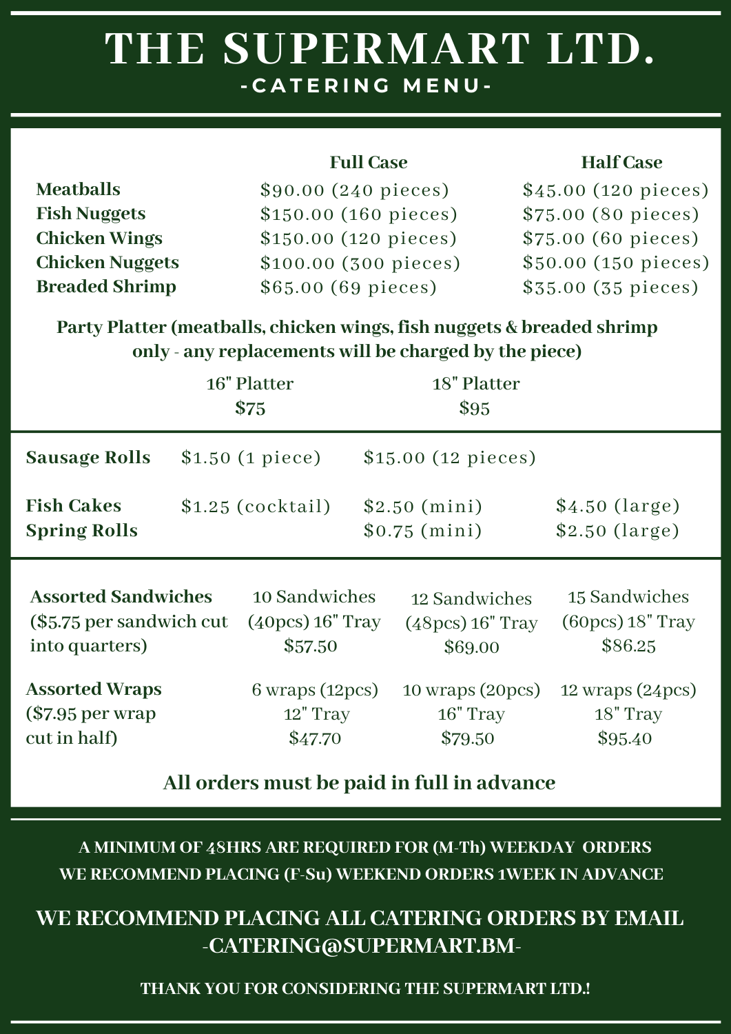# THE SUPERMART LTD.

## -CATERING MENU-

| | Full Case | Half Case |
|---|---|---|
| **Meatballs** | $90.00 (240 pieces) | $45.00 (120 pieces) |
| **Fish Nuggets** | $150.00 (160 pieces) | $75.00 (80 pieces) |
| **Chicken Wings** | $150.00 (120 pieces) | $75.00 (60 pieces) |
| **Chicken Nuggets** | $100.00 (300 pieces) | $50.00 (150 pieces) |
| **Breaded Shrimp** | $65.00 (69 pieces) | $35.00 (35 pieces) |

**Party Platter (meatballs, chicken wings, fish nuggets & breaded shrimp only - any replacements will be charged by the piece)**

| 16" Platter | 18" Platter |
|---|---|
| **$75** | **$95** |

| | | | |
|---|---|---|---|
| **Sausage Rolls** | $1.50 (1 piece) | $15.00 (12 pieces) | |
| **Fish Cakes** | $1.25 (cocktail) | $2.50 (mini) | $4.50 (large) |
| **Spring Rolls** | | $0.75 (mini) | $2.50 (large) |

| | | | |
|---|---|---|---|
| **Assorted Sandwiches** ($5.75 per sandwich cut into quarters) | 10 Sandwiches (40pcs) 16" Tray $57.50 | 12 Sandwiches (48pcs) 16" Tray $69.00 | 15 Sandwiches (60pcs) 18" Tray $86.25 |
| **Assorted Wraps** ($7.95 per wrap cut in half) | 6 wraps (12pcs) 12" Tray $47.70 | 10 wraps (20pcs) 16" Tray $79.50 | 12 wraps (24pcs) 18" Tray $95.40 |

**All orders must be paid in full in advance**

**A MINIMUM OF 48HRS ARE REQUIRED FOR (M-Th) WEEKDAY ORDERS**

**WE RECOMMEND PLACING (F-Su) WEEKEND ORDERS 1WEEK IN ADVANCE**

**WE RECOMMEND PLACING ALL CATERING ORDERS BY EMAIL**
**-CATERING@SUPERMART.BM-**

**THANK YOU FOR CONSIDERING THE SUPERMART LTD.!**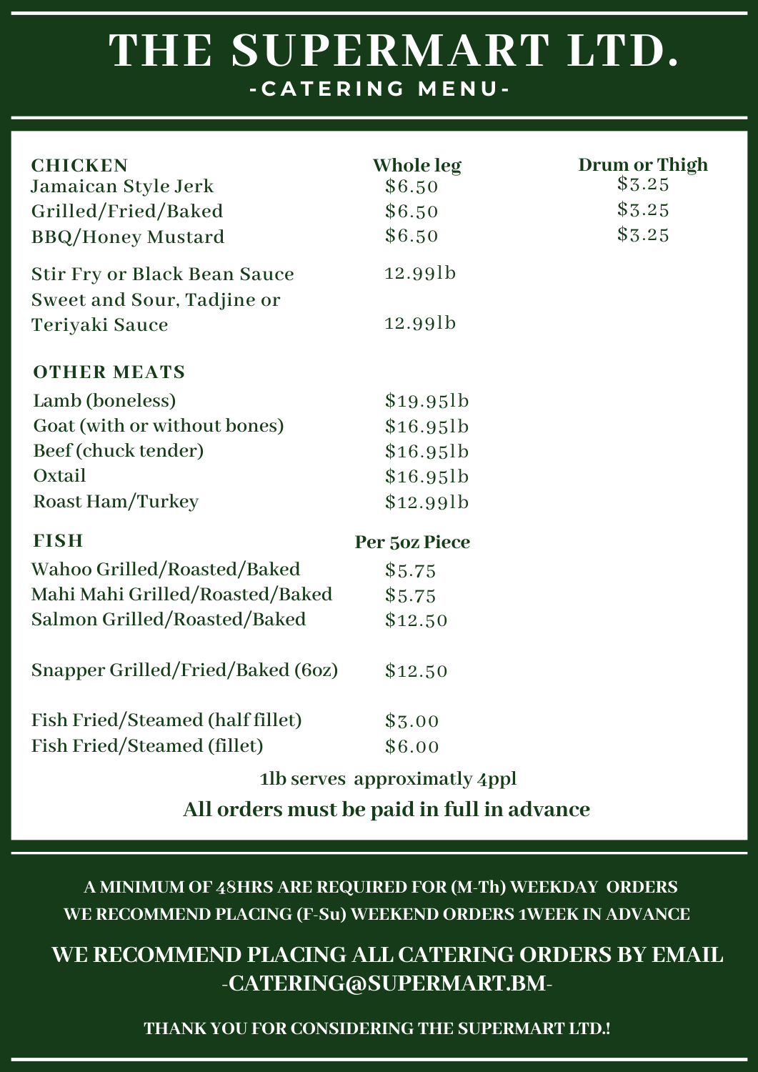# THE SUPERMART LTD.

## -CATERING MENU-

| CHICKEN | Whole leg | Drum or Thigh |
|---|---|---|
| Jamaican Style Jerk | $6.50 | $3.25 |
| Grilled/Fried/Baked | $6.50 | $3.25 |
| BBQ/Honey Mustard | $6.50 | $3.25 |
| Stir Fry or Black Bean Sauce | 12.99lb | |
| Sweet and Sour, Tadjine or Teriyaki Sauce | 12.99lb | |

| OTHER MEATS | |
|---|---|
| Lamb (boneless) | $19.95lb |
| Goat (with or without bones) | $16.95lb |
| Beef (chuck tender) | $16.95lb |
| Oxtail | $16.95lb |
| Roast Ham/Turkey | $12.99lb |

| FISH | Per 5oz Piece |
|---|---|
| Wahoo Grilled/Roasted/Baked | $5.75 |
| Mahi Mahi Grilled/Roasted/Baked | $5.75 |
| Salmon Grilled/Roasted/Baked | $12.50 |
| Snapper Grilled/Fried/Baked (6oz) | $12.50 |
| Fish Fried/Steamed (half fillet) | $3.00 |
| Fish Fried/Steamed (fillet) | $6.00 |

**1lb serves approximatly 4ppl**

**All orders must be paid in full in advance**

**A MINIMUM OF 48HRS ARE REQUIRED FOR (M-Th) WEEKDAY ORDERS**
**WE RECOMMEND PLACING (F-Su) WEEKEND ORDERS 1WEEK IN ADVANCE**

**WE RECOMMEND PLACING ALL CATERING ORDERS BY EMAIL**
**-CATERING@SUPERMART.BM-**

**THANK YOU FOR CONSIDERING THE SUPERMART LTD.!**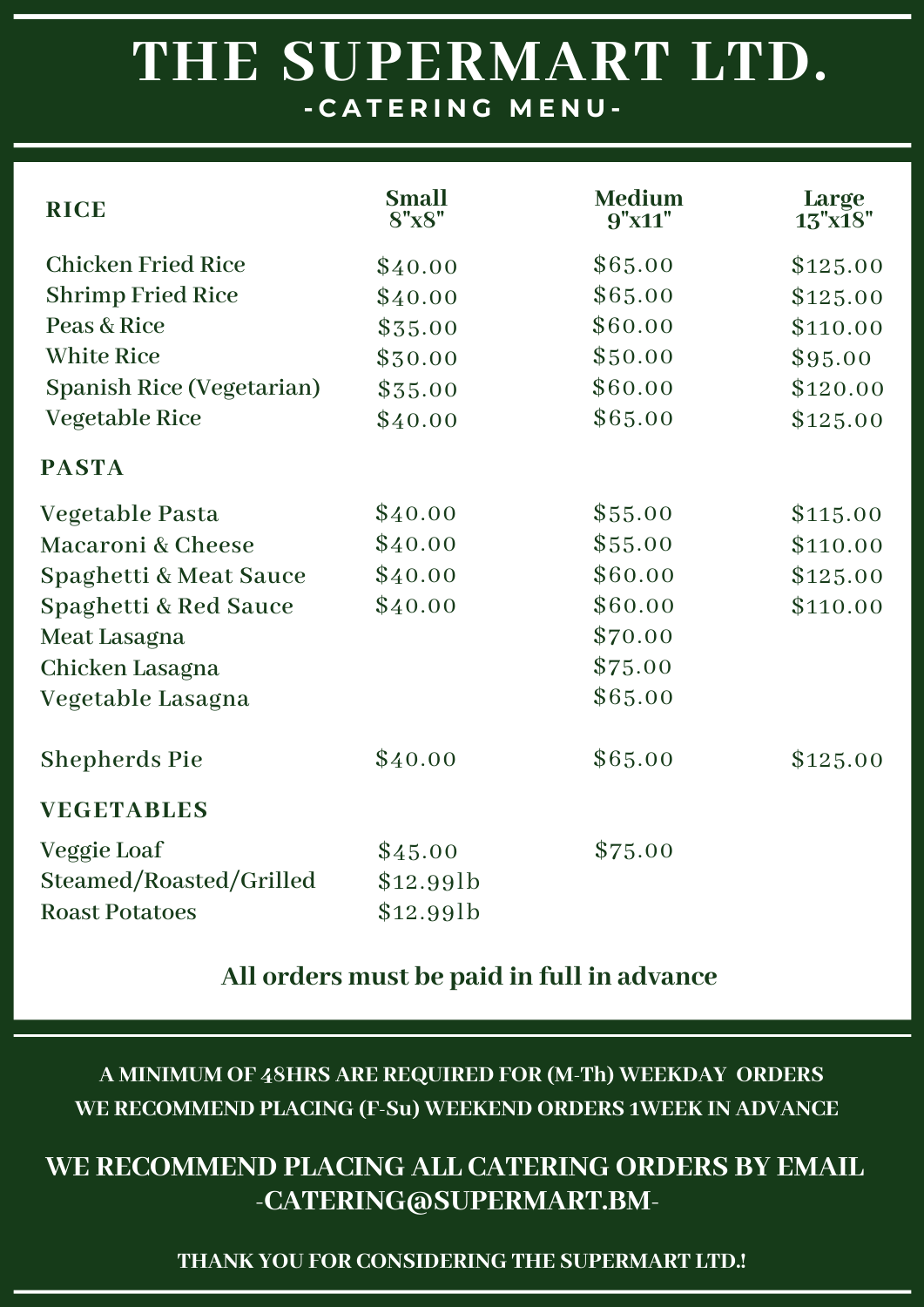# THE SUPERMART LTD.

## -CATERING MENU-

| RICE | Small 8"x8" | Medium 9"x11" | Large 13"x18" |
| --- | --- | --- | --- |
| Chicken Fried Rice | $40.00 | $65.00 | $125.00 |
| Shrimp Fried Rice | $40.00 | $65.00 | $125.00 |
| Peas & Rice | $35.00 | $60.00 | $110.00 |
| White Rice | $30.00 | $50.00 | $95.00 |
| Spanish Rice (Vegetarian) | $35.00 | $60.00 | $120.00 |
| Vegetable Rice | $40.00 | $65.00 | $125.00 |
| **PASTA** | | | |
| Vegetable Pasta | $40.00 | $55.00 | $115.00 |
| Macaroni & Cheese | $40.00 | $55.00 | $110.00 |
| Spaghetti & Meat Sauce | $40.00 | $60.00 | $125.00 |
| Spaghetti & Red Sauce | $40.00 | $60.00 | $110.00 |
| Meat Lasagna | | $70.00 | |
| Chicken Lasagna | | $75.00 | |
| Vegetable Lasagna | | $65.00 | |
| Shepherds Pie | $40.00 | $65.00 | $125.00 |
| **VEGETABLES** | | | |
| Veggie Loaf | $45.00 | $75.00 | |
| Steamed/Roasted/Grilled | $12.99lb | | |
| Roast Potatoes | $12.99lb | | |

**All orders must be paid in full in advance**

A MINIMUM OF 48HRS ARE REQUIRED FOR (M-Th) WEEKDAY ORDERS

WE RECOMMEND PLACING (F-Su) WEEKEND ORDERS 1WEEK IN ADVANCE

WE RECOMMEND PLACING ALL CATERING ORDERS BY EMAIL
-CATERING@SUPERMART.BM-

THANK YOU FOR CONSIDERING THE SUPERMART LTD.!